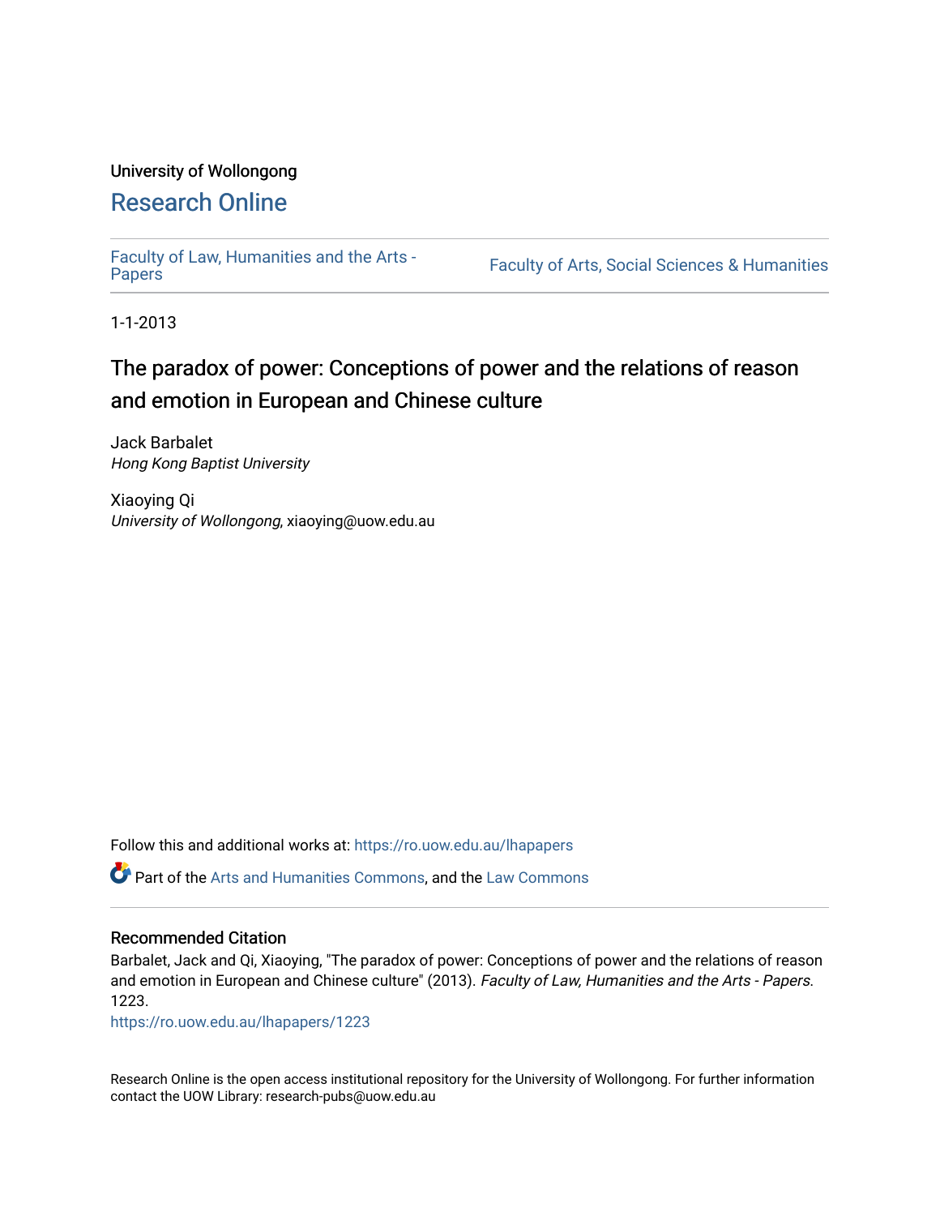University of Wollongong

# Research Online

Faculty of Law, Humanities and the Arts - Papers

Faculty of Arts, Social Sciences & Humanities

1-1-2013

# The paradox of power: Conceptions of power and the relations of reason and emotion in European and Chinese culture

Jack Barbalet
*Hong Kong Baptist University*

Xiaoying Qi
*University of Wollongong*, xiaoying@uow.edu.au

Follow this and additional works at: https://ro.uow.edu.au/lhapapers

Part of the Arts and Humanities Commons, and the Law Commons

## Recommended Citation

Barbalet, Jack and Qi, Xiaoying, "The paradox of power: Conceptions of power and the relations of reason and emotion in European and Chinese culture" (2013). *Faculty of Law, Humanities and the Arts - Papers*. 1223.
https://ro.uow.edu.au/lhapapers/1223

Research Online is the open access institutional repository for the University of Wollongong. For further information contact the UOW Library: research-pubs@uow.edu.au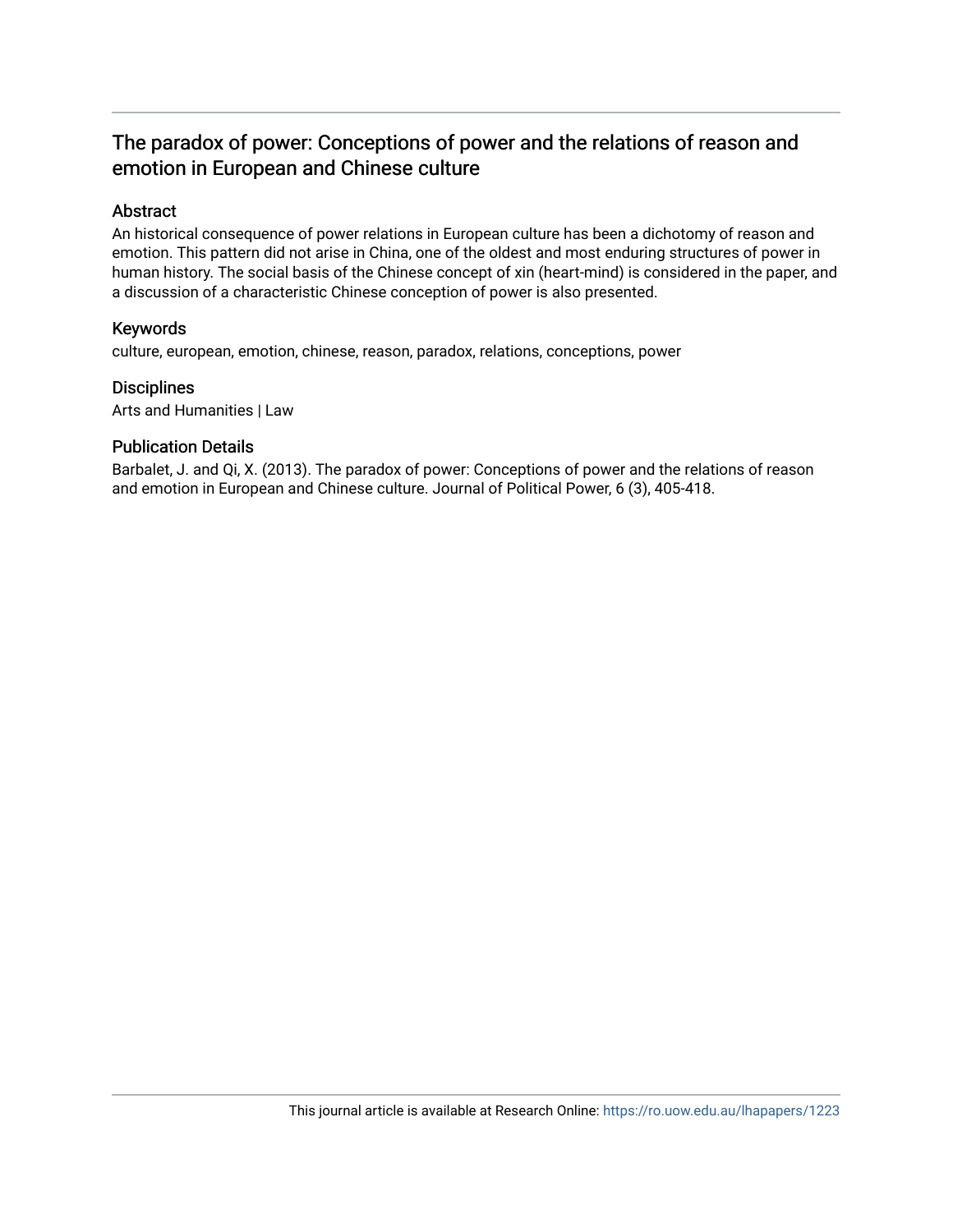# The paradox of power: Conceptions of power and the relations of reason and emotion in European and Chinese culture

## Abstract

An historical consequence of power relations in European culture has been a dichotomy of reason and emotion. This pattern did not arise in China, one of the oldest and most enduring structures of power in human history. The social basis of the Chinese concept of xin (heart-mind) is considered in the paper, and a discussion of a characteristic Chinese conception of power is also presented.

## Keywords

culture, european, emotion, chinese, reason, paradox, relations, conceptions, power

## Disciplines

Arts and Humanities | Law

## Publication Details

Barbalet, J. and Qi, X. (2013). The paradox of power: Conceptions of power and the relations of reason and emotion in European and Chinese culture. Journal of Political Power, 6 (3), 405-418.

This journal article is available at Research Online: https://ro.uow.edu.au/lhapapers/1223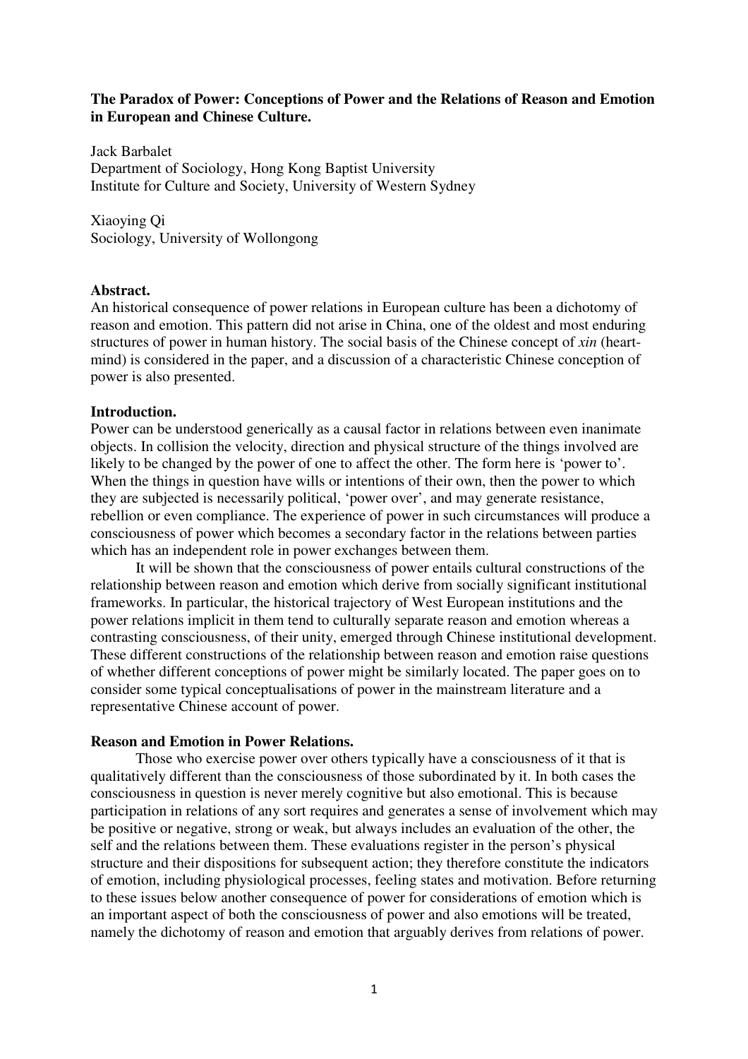**The Paradox of Power: Conceptions of Power and the Relations of Reason and Emotion in European and Chinese Culture.**

Jack Barbalet
Department of Sociology, Hong Kong Baptist University
Institute for Culture and Society, University of Western Sydney

Xiaoying Qi
Sociology, University of Wollongong

**Abstract.**
An historical consequence of power relations in European culture has been a dichotomy of reason and emotion. This pattern did not arise in China, one of the oldest and most enduring structures of power in human history. The social basis of the Chinese concept of *xin* (heart-mind) is considered in the paper, and a discussion of a characteristic Chinese conception of power is also presented.

**Introduction.**
Power can be understood generically as a causal factor in relations between even inanimate objects. In collision the velocity, direction and physical structure of the things involved are likely to be changed by the power of one to affect the other. The form here is 'power to'. When the things in question have wills or intentions of their own, then the power to which they are subjected is necessarily political, 'power over', and may generate resistance, rebellion or even compliance. The experience of power in such circumstances will produce a consciousness of power which becomes a secondary factor in the relations between parties which has an independent role in power exchanges between them.

It will be shown that the consciousness of power entails cultural constructions of the relationship between reason and emotion which derive from socially significant institutional frameworks. In particular, the historical trajectory of West European institutions and the power relations implicit in them tend to culturally separate reason and emotion whereas a contrasting consciousness, of their unity, emerged through Chinese institutional development. These different constructions of the relationship between reason and emotion raise questions of whether different conceptions of power might be similarly located. The paper goes on to consider some typical conceptualisations of power in the mainstream literature and a representative Chinese account of power.

**Reason and Emotion in Power Relations.**

Those who exercise power over others typically have a consciousness of it that is qualitatively different than the consciousness of those subordinated by it. In both cases the consciousness in question is never merely cognitive but also emotional. This is because participation in relations of any sort requires and generates a sense of involvement which may be positive or negative, strong or weak, but always includes an evaluation of the other, the self and the relations between them. These evaluations register in the person's physical structure and their dispositions for subsequent action; they therefore constitute the indicators of emotion, including physiological processes, feeling states and motivation. Before returning to these issues below another consequence of power for considerations of emotion which is an important aspect of both the consciousness of power and also emotions will be treated, namely the dichotomy of reason and emotion that arguably derives from relations of power.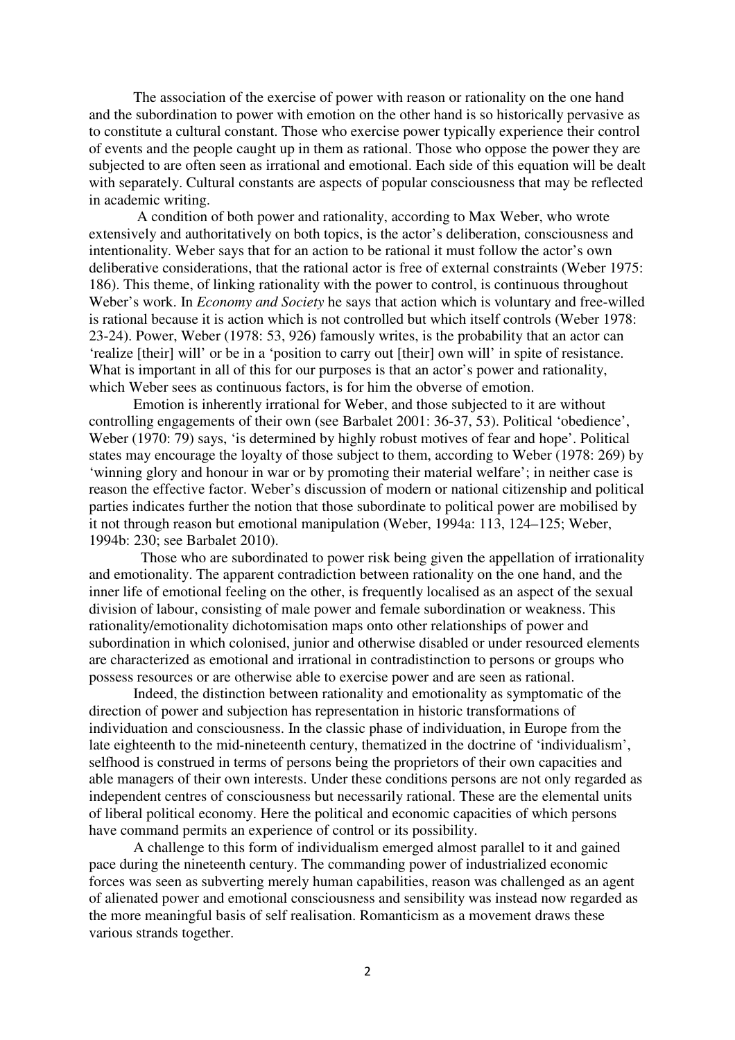The association of the exercise of power with reason or rationality on the one hand and the subordination to power with emotion on the other hand is so historically pervasive as to constitute a cultural constant. Those who exercise power typically experience their control of events and the people caught up in them as rational. Those who oppose the power they are subjected to are often seen as irrational and emotional. Each side of this equation will be dealt with separately. Cultural constants are aspects of popular consciousness that may be reflected in academic writing.

A condition of both power and rationality, according to Max Weber, who wrote extensively and authoritatively on both topics, is the actor's deliberation, consciousness and intentionality. Weber says that for an action to be rational it must follow the actor's own deliberative considerations, that the rational actor is free of external constraints (Weber 1975: 186). This theme, of linking rationality with the power to control, is continuous throughout Weber's work. In *Economy and Society* he says that action which is voluntary and free-willed is rational because it is action which is not controlled but which itself controls (Weber 1978: 23-24). Power, Weber (1978: 53, 926) famously writes, is the probability that an actor can 'realize [their] will' or be in a 'position to carry out [their] own will' in spite of resistance. What is important in all of this for our purposes is that an actor's power and rationality, which Weber sees as continuous factors, is for him the obverse of emotion.

Emotion is inherently irrational for Weber, and those subjected to it are without controlling engagements of their own (see Barbalet 2001: 36-37, 53). Political 'obedience', Weber (1970: 79) says, 'is determined by highly robust motives of fear and hope'. Political states may encourage the loyalty of those subject to them, according to Weber (1978: 269) by 'winning glory and honour in war or by promoting their material welfare'; in neither case is reason the effective factor. Weber's discussion of modern or national citizenship and political parties indicates further the notion that those subordinate to political power are mobilised by it not through reason but emotional manipulation (Weber, 1994a: 113, 124–125; Weber, 1994b: 230; see Barbalet 2010).

Those who are subordinated to power risk being given the appellation of irrationality and emotionality. The apparent contradiction between rationality on the one hand, and the inner life of emotional feeling on the other, is frequently localised as an aspect of the sexual division of labour, consisting of male power and female subordination or weakness. This rationality/emotionality dichotomisation maps onto other relationships of power and subordination in which colonised, junior and otherwise disabled or under resourced elements are characterized as emotional and irrational in contradistinction to persons or groups who possess resources or are otherwise able to exercise power and are seen as rational.

Indeed, the distinction between rationality and emotionality as symptomatic of the direction of power and subjection has representation in historic transformations of individuation and consciousness. In the classic phase of individuation, in Europe from the late eighteenth to the mid-nineteenth century, thematized in the doctrine of 'individualism', selfhood is construed in terms of persons being the proprietors of their own capacities and able managers of their own interests. Under these conditions persons are not only regarded as independent centres of consciousness but necessarily rational. These are the elemental units of liberal political economy. Here the political and economic capacities of which persons have command permits an experience of control or its possibility.

A challenge to this form of individualism emerged almost parallel to it and gained pace during the nineteenth century. The commanding power of industrialized economic forces was seen as subverting merely human capabilities, reason was challenged as an agent of alienated power and emotional consciousness and sensibility was instead now regarded as the more meaningful basis of self realisation. Romanticism as a movement draws these various strands together.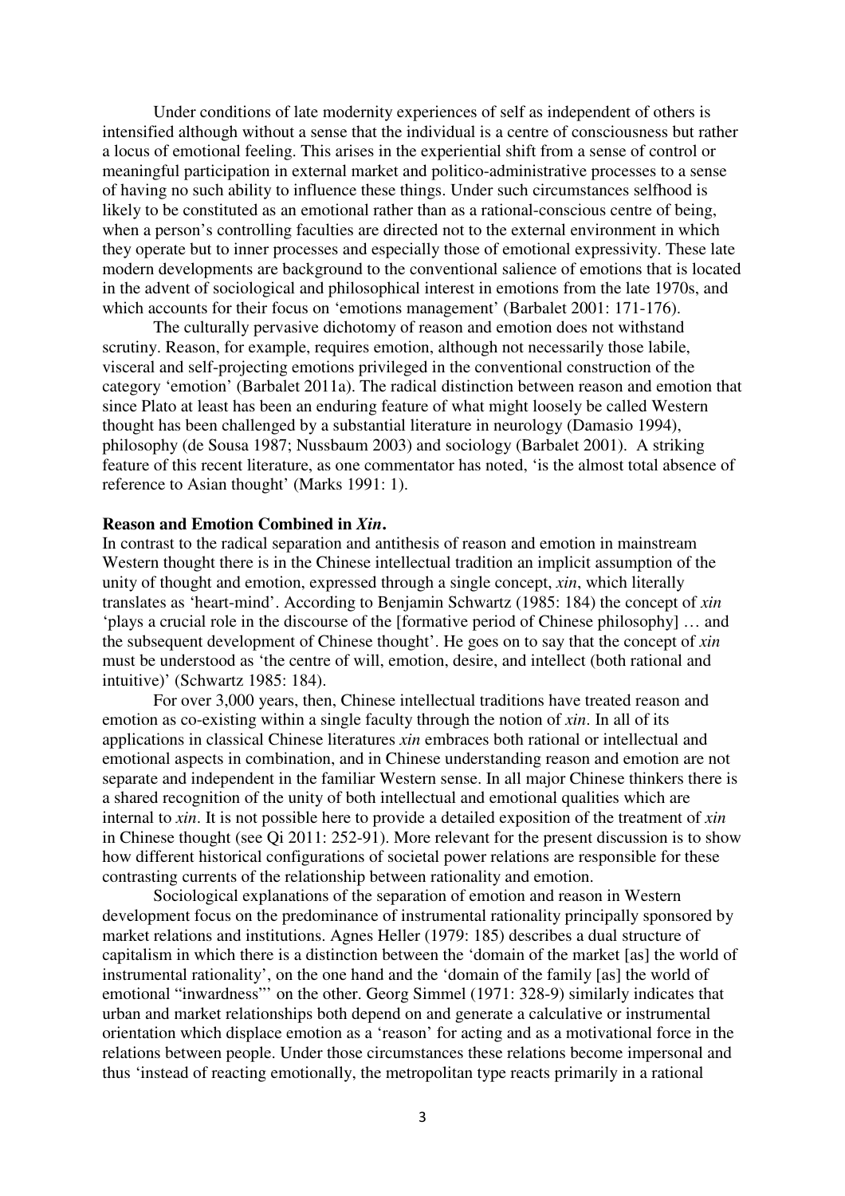Under conditions of late modernity experiences of self as independent of others is intensified although without a sense that the individual is a centre of consciousness but rather a locus of emotional feeling. This arises in the experiential shift from a sense of control or meaningful participation in external market and politico-administrative processes to a sense of having no such ability to influence these things. Under such circumstances selfhood is likely to be constituted as an emotional rather than as a rational-conscious centre of being, when a person's controlling faculties are directed not to the external environment in which they operate but to inner processes and especially those of emotional expressivity. These late modern developments are background to the conventional salience of emotions that is located in the advent of sociological and philosophical interest in emotions from the late 1970s, and which accounts for their focus on 'emotions management' (Barbalet 2001: 171-176).

The culturally pervasive dichotomy of reason and emotion does not withstand scrutiny. Reason, for example, requires emotion, although not necessarily those labile, visceral and self-projecting emotions privileged in the conventional construction of the category 'emotion' (Barbalet 2011a). The radical distinction between reason and emotion that since Plato at least has been an enduring feature of what might loosely be called Western thought has been challenged by a substantial literature in neurology (Damasio 1994), philosophy (de Sousa 1987; Nussbaum 2003) and sociology (Barbalet 2001). A striking feature of this recent literature, as one commentator has noted, 'is the almost total absence of reference to Asian thought' (Marks 1991: 1).

**Reason and Emotion Combined in *Xin*.**

In contrast to the radical separation and antithesis of reason and emotion in mainstream Western thought there is in the Chinese intellectual tradition an implicit assumption of the unity of thought and emotion, expressed through a single concept, *xin*, which literally translates as 'heart-mind'. According to Benjamin Schwartz (1985: 184) the concept of *xin* 'plays a crucial role in the discourse of the [formative period of Chinese philosophy] … and the subsequent development of Chinese thought'. He goes on to say that the concept of *xin* must be understood as 'the centre of will, emotion, desire, and intellect (both rational and intuitive)' (Schwartz 1985: 184).

For over 3,000 years, then, Chinese intellectual traditions have treated reason and emotion as co-existing within a single faculty through the notion of *xin*. In all of its applications in classical Chinese literatures *xin* embraces both rational or intellectual and emotional aspects in combination, and in Chinese understanding reason and emotion are not separate and independent in the familiar Western sense. In all major Chinese thinkers there is a shared recognition of the unity of both intellectual and emotional qualities which are internal to *xin*. It is not possible here to provide a detailed exposition of the treatment of *xin* in Chinese thought (see Qi 2011: 252-91). More relevant for the present discussion is to show how different historical configurations of societal power relations are responsible for these contrasting currents of the relationship between rationality and emotion.

Sociological explanations of the separation of emotion and reason in Western development focus on the predominance of instrumental rationality principally sponsored by market relations and institutions. Agnes Heller (1979: 185) describes a dual structure of capitalism in which there is a distinction between the 'domain of the market [as] the world of instrumental rationality', on the one hand and the 'domain of the family [as] the world of emotional "inwardness"' on the other. Georg Simmel (1971: 328-9) similarly indicates that urban and market relationships both depend on and generate a calculative or instrumental orientation which displace emotion as a 'reason' for acting and as a motivational force in the relations between people. Under those circumstances these relations become impersonal and thus 'instead of reacting emotionally, the metropolitan type reacts primarily in a rational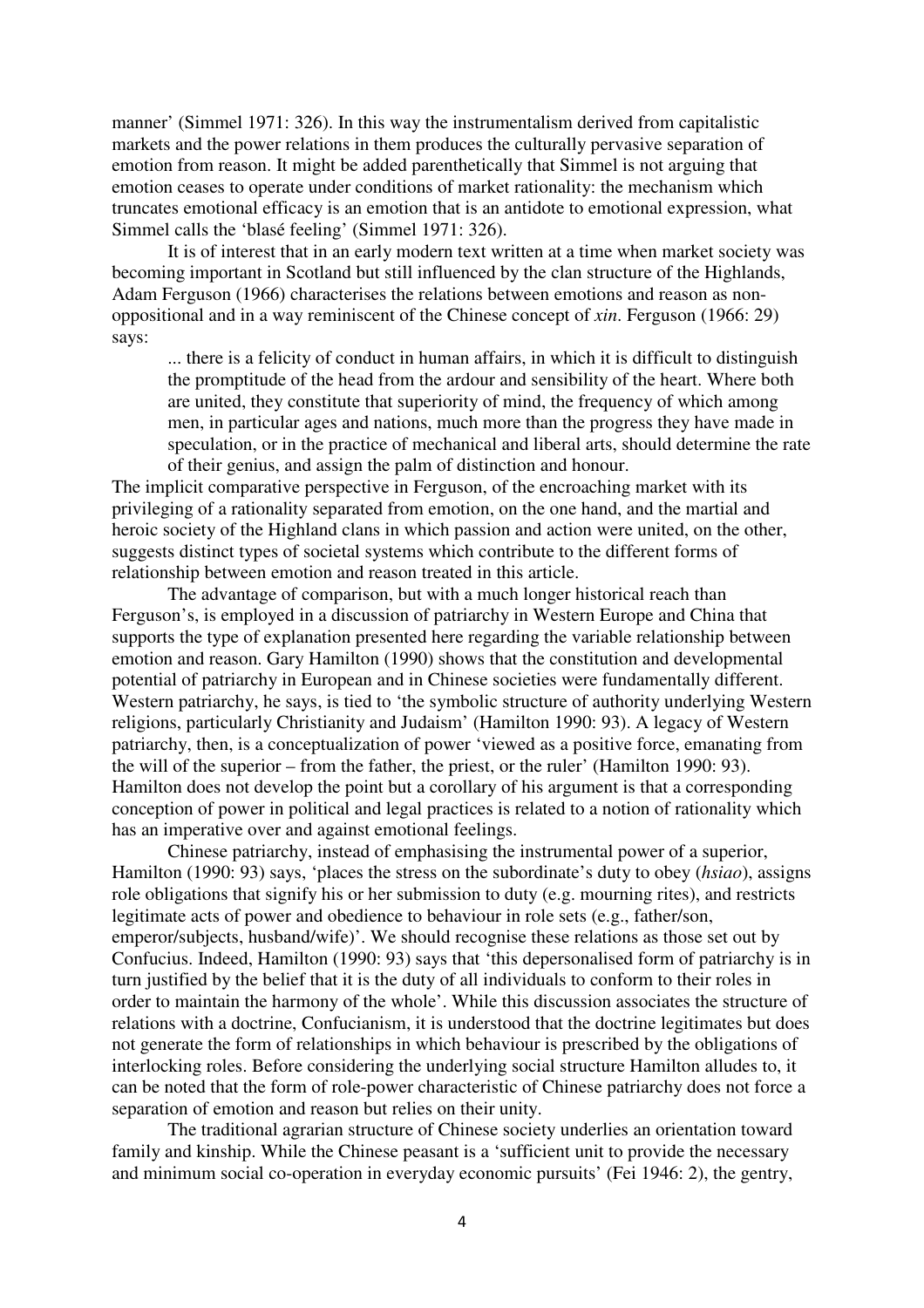manner' (Simmel 1971: 326). In this way the instrumentalism derived from capitalistic markets and the power relations in them produces the culturally pervasive separation of emotion from reason. It might be added parenthetically that Simmel is not arguing that emotion ceases to operate under conditions of market rationality: the mechanism which truncates emotional efficacy is an emotion that is an antidote to emotional expression, what Simmel calls the 'blasé feeling' (Simmel 1971: 326).

It is of interest that in an early modern text written at a time when market society was becoming important in Scotland but still influenced by the clan structure of the Highlands, Adam Ferguson (1966) characterises the relations between emotions and reason as non-oppositional and in a way reminiscent of the Chinese concept of *xin*. Ferguson (1966: 29) says:

> ... there is a felicity of conduct in human affairs, in which it is difficult to distinguish the promptitude of the head from the ardour and sensibility of the heart. Where both are united, they constitute that superiority of mind, the frequency of which among men, in particular ages and nations, much more than the progress they have made in speculation, or in the practice of mechanical and liberal arts, should determine the rate of their genius, and assign the palm of distinction and honour.

The implicit comparative perspective in Ferguson, of the encroaching market with its privileging of a rationality separated from emotion, on the one hand, and the martial and heroic society of the Highland clans in which passion and action were united, on the other, suggests distinct types of societal systems which contribute to the different forms of relationship between emotion and reason treated in this article.

The advantage of comparison, but with a much longer historical reach than Ferguson's, is employed in a discussion of patriarchy in Western Europe and China that supports the type of explanation presented here regarding the variable relationship between emotion and reason. Gary Hamilton (1990) shows that the constitution and developmental potential of patriarchy in European and in Chinese societies were fundamentally different. Western patriarchy, he says, is tied to 'the symbolic structure of authority underlying Western religions, particularly Christianity and Judaism' (Hamilton 1990: 93). A legacy of Western patriarchy, then, is a conceptualization of power 'viewed as a positive force, emanating from the will of the superior – from the father, the priest, or the ruler' (Hamilton 1990: 93). Hamilton does not develop the point but a corollary of his argument is that a corresponding conception of power in political and legal practices is related to a notion of rationality which has an imperative over and against emotional feelings.

Chinese patriarchy, instead of emphasising the instrumental power of a superior, Hamilton (1990: 93) says, 'places the stress on the subordinate's duty to obey (*hsiao*), assigns role obligations that signify his or her submission to duty (e.g. mourning rites), and restricts legitimate acts of power and obedience to behaviour in role sets (e.g., father/son, emperor/subjects, husband/wife)'. We should recognise these relations as those set out by Confucius. Indeed, Hamilton (1990: 93) says that 'this depersonalised form of patriarchy is in turn justified by the belief that it is the duty of all individuals to conform to their roles in order to maintain the harmony of the whole'. While this discussion associates the structure of relations with a doctrine, Confucianism, it is understood that the doctrine legitimates but does not generate the form of relationships in which behaviour is prescribed by the obligations of interlocking roles. Before considering the underlying social structure Hamilton alludes to, it can be noted that the form of role-power characteristic of Chinese patriarchy does not force a separation of emotion and reason but relies on their unity.

The traditional agrarian structure of Chinese society underlies an orientation toward family and kinship. While the Chinese peasant is a 'sufficient unit to provide the necessary and minimum social co-operation in everyday economic pursuits' (Fei 1946: 2), the gentry,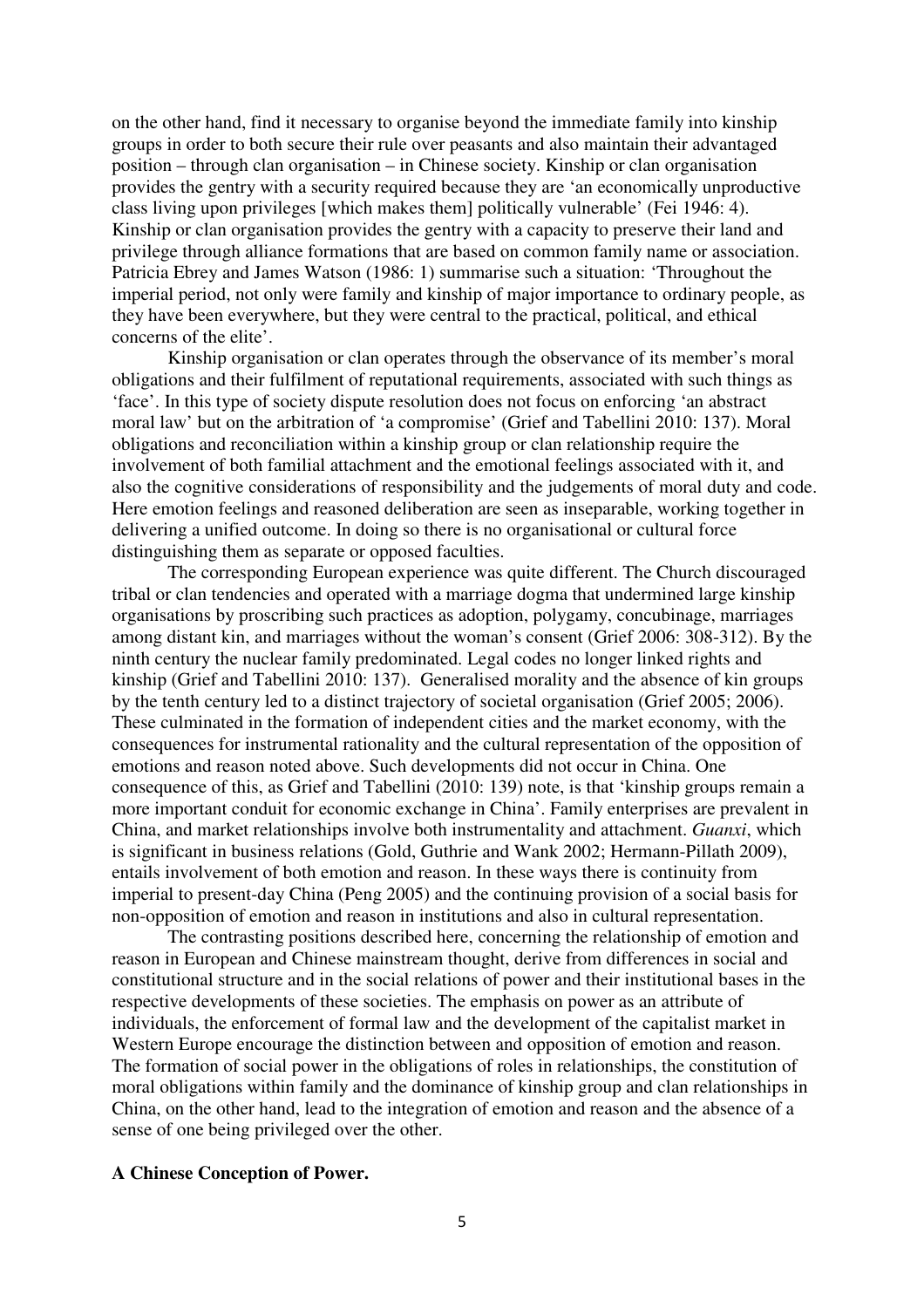on the other hand, find it necessary to organise beyond the immediate family into kinship groups in order to both secure their rule over peasants and also maintain their advantaged position – through clan organisation – in Chinese society. Kinship or clan organisation provides the gentry with a security required because they are 'an economically unproductive class living upon privileges [which makes them] politically vulnerable' (Fei 1946: 4). Kinship or clan organisation provides the gentry with a capacity to preserve their land and privilege through alliance formations that are based on common family name or association. Patricia Ebrey and James Watson (1986: 1) summarise such a situation: 'Throughout the imperial period, not only were family and kinship of major importance to ordinary people, as they have been everywhere, but they were central to the practical, political, and ethical concerns of the elite'.

Kinship organisation or clan operates through the observance of its member's moral obligations and their fulfilment of reputational requirements, associated with such things as 'face'. In this type of society dispute resolution does not focus on enforcing 'an abstract moral law' but on the arbitration of 'a compromise' (Grief and Tabellini 2010: 137). Moral obligations and reconciliation within a kinship group or clan relationship require the involvement of both familial attachment and the emotional feelings associated with it, and also the cognitive considerations of responsibility and the judgements of moral duty and code. Here emotion feelings and reasoned deliberation are seen as inseparable, working together in delivering a unified outcome. In doing so there is no organisational or cultural force distinguishing them as separate or opposed faculties.

The corresponding European experience was quite different. The Church discouraged tribal or clan tendencies and operated with a marriage dogma that undermined large kinship organisations by proscribing such practices as adoption, polygamy, concubinage, marriages among distant kin, and marriages without the woman's consent (Grief 2006: 308-312). By the ninth century the nuclear family predominated. Legal codes no longer linked rights and kinship (Grief and Tabellini 2010: 137). Generalised morality and the absence of kin groups by the tenth century led to a distinct trajectory of societal organisation (Grief 2005; 2006). These culminated in the formation of independent cities and the market economy, with the consequences for instrumental rationality and the cultural representation of the opposition of emotions and reason noted above. Such developments did not occur in China. One consequence of this, as Grief and Tabellini (2010: 139) note, is that 'kinship groups remain a more important conduit for economic exchange in China'. Family enterprises are prevalent in China, and market relationships involve both instrumentality and attachment. *Guanxi*, which is significant in business relations (Gold, Guthrie and Wank 2002; Hermann-Pillath 2009), entails involvement of both emotion and reason. In these ways there is continuity from imperial to present-day China (Peng 2005) and the continuing provision of a social basis for non-opposition of emotion and reason in institutions and also in cultural representation.

The contrasting positions described here, concerning the relationship of emotion and reason in European and Chinese mainstream thought, derive from differences in social and constitutional structure and in the social relations of power and their institutional bases in the respective developments of these societies. The emphasis on power as an attribute of individuals, the enforcement of formal law and the development of the capitalist market in Western Europe encourage the distinction between and opposition of emotion and reason. The formation of social power in the obligations of roles in relationships, the constitution of moral obligations within family and the dominance of kinship group and clan relationships in China, on the other hand, lead to the integration of emotion and reason and the absence of a sense of one being privileged over the other.

## A Chinese Conception of Power.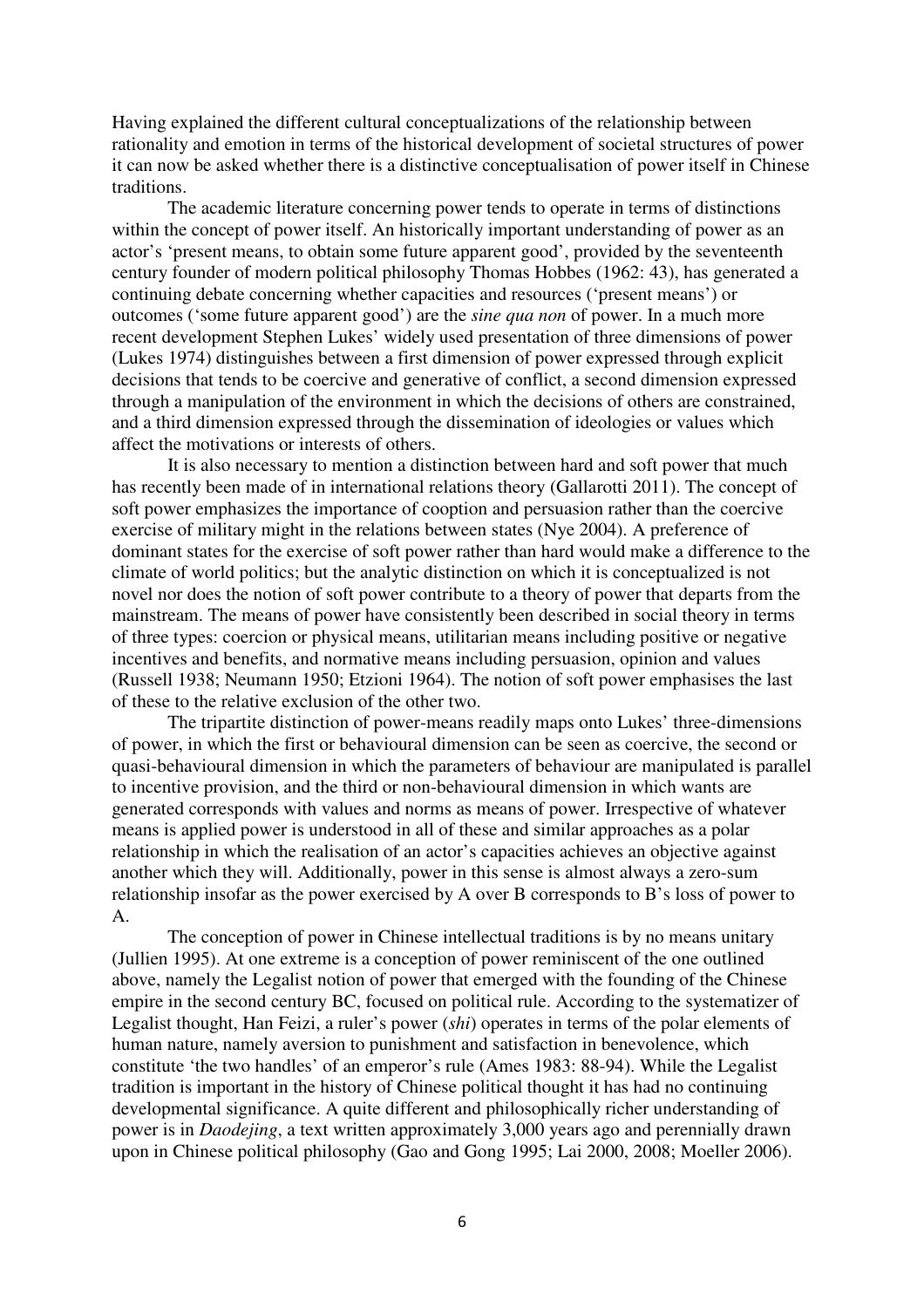Having explained the different cultural conceptualizations of the relationship between rationality and emotion in terms of the historical development of societal structures of power it can now be asked whether there is a distinctive conceptualisation of power itself in Chinese traditions.

The academic literature concerning power tends to operate in terms of distinctions within the concept of power itself. An historically important understanding of power as an actor's 'present means, to obtain some future apparent good', provided by the seventeenth century founder of modern political philosophy Thomas Hobbes (1962: 43), has generated a continuing debate concerning whether capacities and resources ('present means') or outcomes ('some future apparent good') are the *sine qua non* of power. In a much more recent development Stephen Lukes' widely used presentation of three dimensions of power (Lukes 1974) distinguishes between a first dimension of power expressed through explicit decisions that tends to be coercive and generative of conflict, a second dimension expressed through a manipulation of the environment in which the decisions of others are constrained, and a third dimension expressed through the dissemination of ideologies or values which affect the motivations or interests of others.

It is also necessary to mention a distinction between hard and soft power that much has recently been made of in international relations theory (Gallarotti 2011). The concept of soft power emphasizes the importance of cooption and persuasion rather than the coercive exercise of military might in the relations between states (Nye 2004). A preference of dominant states for the exercise of soft power rather than hard would make a difference to the climate of world politics; but the analytic distinction on which it is conceptualized is not novel nor does the notion of soft power contribute to a theory of power that departs from the mainstream. The means of power have consistently been described in social theory in terms of three types: coercion or physical means, utilitarian means including positive or negative incentives and benefits, and normative means including persuasion, opinion and values (Russell 1938; Neumann 1950; Etzioni 1964). The notion of soft power emphasises the last of these to the relative exclusion of the other two.

The tripartite distinction of power-means readily maps onto Lukes' three-dimensions of power, in which the first or behavioural dimension can be seen as coercive, the second or quasi-behavioural dimension in which the parameters of behaviour are manipulated is parallel to incentive provision, and the third or non-behavioural dimension in which wants are generated corresponds with values and norms as means of power. Irrespective of whatever means is applied power is understood in all of these and similar approaches as a polar relationship in which the realisation of an actor's capacities achieves an objective against another which they will. Additionally, power in this sense is almost always a zero-sum relationship insofar as the power exercised by A over B corresponds to B's loss of power to A.

The conception of power in Chinese intellectual traditions is by no means unitary (Jullien 1995). At one extreme is a conception of power reminiscent of the one outlined above, namely the Legalist notion of power that emerged with the founding of the Chinese empire in the second century BC, focused on political rule. According to the systematizer of Legalist thought, Han Feizi, a ruler's power (*shi*) operates in terms of the polar elements of human nature, namely aversion to punishment and satisfaction in benevolence, which constitute 'the two handles' of an emperor's rule (Ames 1983: 88-94). While the Legalist tradition is important in the history of Chinese political thought it has had no continuing developmental significance. A quite different and philosophically richer understanding of power is in *Daodejing*, a text written approximately 3,000 years ago and perennially drawn upon in Chinese political philosophy (Gao and Gong 1995; Lai 2000, 2008; Moeller 2006).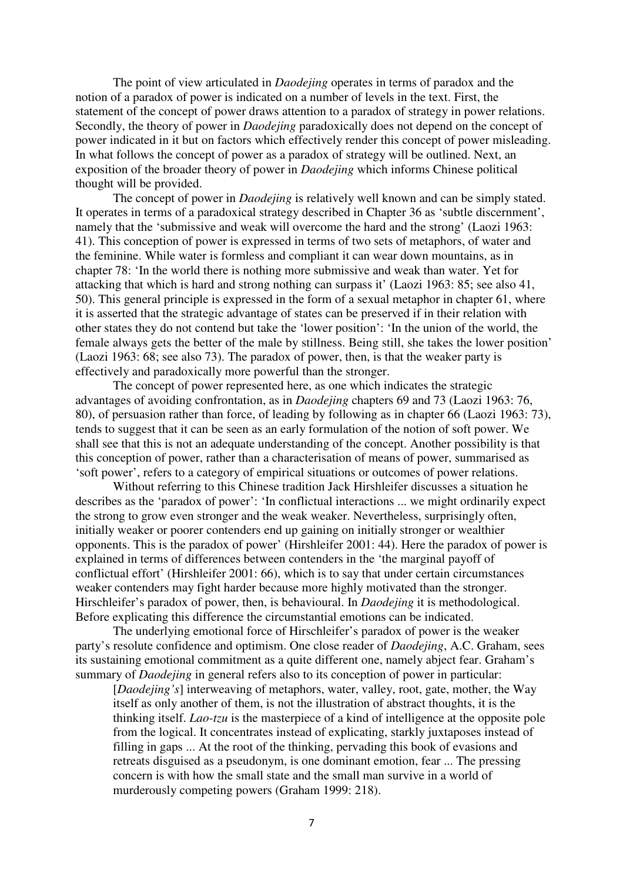The point of view articulated in *Daodejing* operates in terms of paradox and the notion of a paradox of power is indicated on a number of levels in the text. First, the statement of the concept of power draws attention to a paradox of strategy in power relations. Secondly, the theory of power in *Daodejing* paradoxically does not depend on the concept of power indicated in it but on factors which effectively render this concept of power misleading. In what follows the concept of power as a paradox of strategy will be outlined. Next, an exposition of the broader theory of power in *Daodejing* which informs Chinese political thought will be provided.

The concept of power in *Daodejing* is relatively well known and can be simply stated. It operates in terms of a paradoxical strategy described in Chapter 36 as 'subtle discernment', namely that the 'submissive and weak will overcome the hard and the strong' (Laozi 1963: 41). This conception of power is expressed in terms of two sets of metaphors, of water and the feminine. While water is formless and compliant it can wear down mountains, as in chapter 78: 'In the world there is nothing more submissive and weak than water. Yet for attacking that which is hard and strong nothing can surpass it' (Laozi 1963: 85; see also 41, 50). This general principle is expressed in the form of a sexual metaphor in chapter 61, where it is asserted that the strategic advantage of states can be preserved if in their relation with other states they do not contend but take the 'lower position': 'In the union of the world, the female always gets the better of the male by stillness. Being still, she takes the lower position' (Laozi 1963: 68; see also 73). The paradox of power, then, is that the weaker party is effectively and paradoxically more powerful than the stronger.

The concept of power represented here, as one which indicates the strategic advantages of avoiding confrontation, as in *Daodejing* chapters 69 and 73 (Laozi 1963: 76, 80), of persuasion rather than force, of leading by following as in chapter 66 (Laozi 1963: 73), tends to suggest that it can be seen as an early formulation of the notion of soft power. We shall see that this is not an adequate understanding of the concept. Another possibility is that this conception of power, rather than a characterisation of means of power, summarised as 'soft power', refers to a category of empirical situations or outcomes of power relations.

Without referring to this Chinese tradition Jack Hirshleifer discusses a situation he describes as the 'paradox of power': 'In conflictual interactions ... we might ordinarily expect the strong to grow even stronger and the weak weaker. Nevertheless, surprisingly often, initially weaker or poorer contenders end up gaining on initially stronger or wealthier opponents. This is the paradox of power' (Hirshleifer 2001: 44). Here the paradox of power is explained in terms of differences between contenders in the 'the marginal payoff of conflictual effort' (Hirshleifer 2001: 66), which is to say that under certain circumstances weaker contenders may fight harder because more highly motivated than the stronger. Hirschleifer's paradox of power, then, is behavioural. In *Daodejing* it is methodological. Before explicating this difference the circumstantial emotions can be indicated.

The underlying emotional force of Hirschleifer's paradox of power is the weaker party's resolute confidence and optimism. One close reader of *Daodejing*, A.C. Graham, sees its sustaining emotional commitment as a quite different one, namely abject fear. Graham's summary of *Daodejing* in general refers also to its conception of power in particular:

> [*Daodejing's*] interweaving of metaphors, water, valley, root, gate, mother, the Way itself as only another of them, is not the illustration of abstract thoughts, it is the thinking itself. *Lao-tzu* is the masterpiece of a kind of intelligence at the opposite pole from the logical. It concentrates instead of explicating, starkly juxtaposes instead of filling in gaps ... At the root of the thinking, pervading this book of evasions and retreats disguised as a pseudonym, is one dominant emotion, fear ... The pressing concern is with how the small state and the small man survive in a world of murderously competing powers (Graham 1999: 218).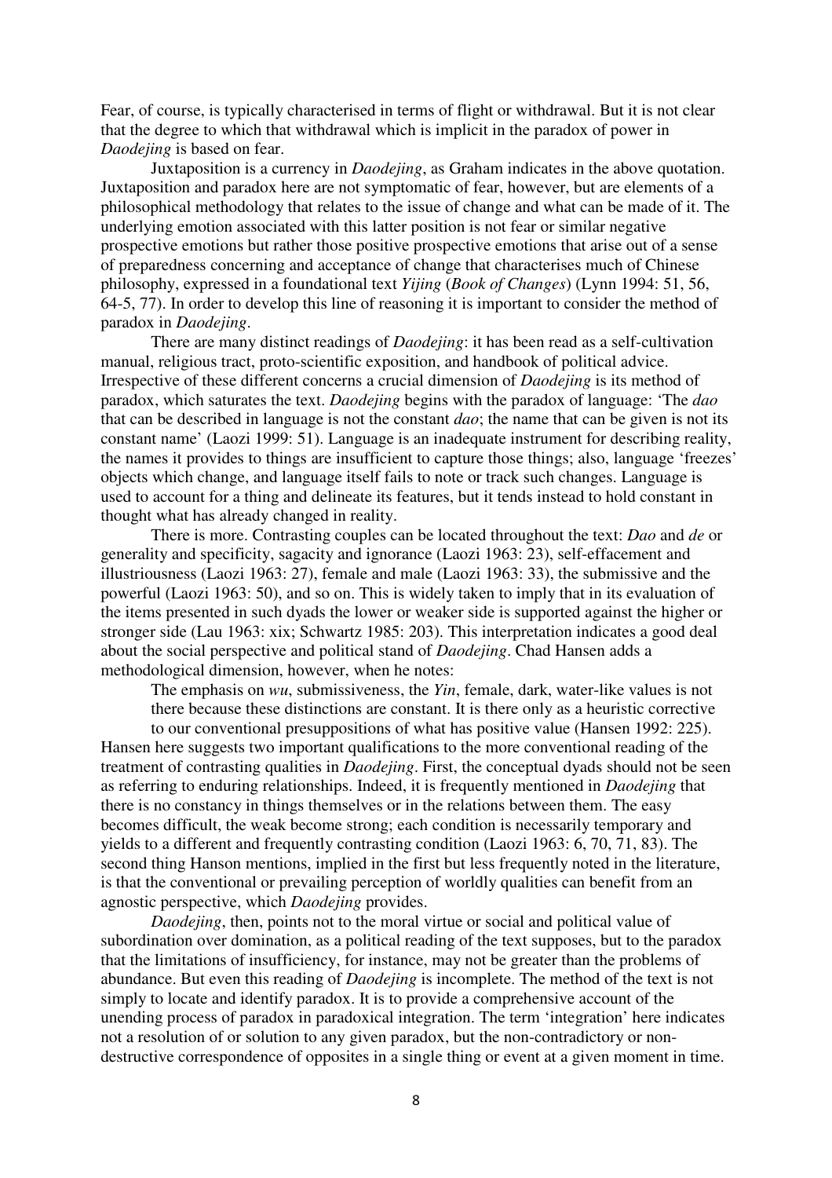Fear, of course, is typically characterised in terms of flight or withdrawal. But it is not clear that the degree to which that withdrawal which is implicit in the paradox of power in *Daodejing* is based on fear.

Juxtaposition is a currency in *Daodejing*, as Graham indicates in the above quotation. Juxtaposition and paradox here are not symptomatic of fear, however, but are elements of a philosophical methodology that relates to the issue of change and what can be made of it. The underlying emotion associated with this latter position is not fear or similar negative prospective emotions but rather those positive prospective emotions that arise out of a sense of preparedness concerning and acceptance of change that characterises much of Chinese philosophy, expressed in a foundational text *Yijing* (*Book of Changes*) (Lynn 1994: 51, 56, 64-5, 77). In order to develop this line of reasoning it is important to consider the method of paradox in *Daodejing*.

There are many distinct readings of *Daodejing*: it has been read as a self-cultivation manual, religious tract, proto-scientific exposition, and handbook of political advice. Irrespective of these different concerns a crucial dimension of *Daodejing* is its method of paradox, which saturates the text. *Daodejing* begins with the paradox of language: 'The *dao* that can be described in language is not the constant *dao*; the name that can be given is not its constant name' (Laozi 1999: 51). Language is an inadequate instrument for describing reality, the names it provides to things are insufficient to capture those things; also, language 'freezes' objects which change, and language itself fails to note or track such changes. Language is used to account for a thing and delineate its features, but it tends instead to hold constant in thought what has already changed in reality.

There is more. Contrasting couples can be located throughout the text: *Dao* and *de* or generality and specificity, sagacity and ignorance (Laozi 1963: 23), self-effacement and illustriousness (Laozi 1963: 27), female and male (Laozi 1963: 33), the submissive and the powerful (Laozi 1963: 50), and so on. This is widely taken to imply that in its evaluation of the items presented in such dyads the lower or weaker side is supported against the higher or stronger side (Lau 1963: xix; Schwartz 1985: 203). This interpretation indicates a good deal about the social perspective and political stand of *Daodejing*. Chad Hansen adds a methodological dimension, however, when he notes:

> The emphasis on *wu*, submissiveness, the *Yin*, female, dark, water-like values is not there because these distinctions are constant. It is there only as a heuristic corrective to our conventional presuppositions of what has positive value (Hansen 1992: 225).

Hansen here suggests two important qualifications to the more conventional reading of the treatment of contrasting qualities in *Daodejing*. First, the conceptual dyads should not be seen as referring to enduring relationships. Indeed, it is frequently mentioned in *Daodejing* that there is no constancy in things themselves or in the relations between them. The easy becomes difficult, the weak become strong; each condition is necessarily temporary and yields to a different and frequently contrasting condition (Laozi 1963: 6, 70, 71, 83). The second thing Hanson mentions, implied in the first but less frequently noted in the literature, is that the conventional or prevailing perception of worldly qualities can benefit from an agnostic perspective, which *Daodejing* provides.

*Daodejing*, then, points not to the moral virtue or social and political value of subordination over domination, as a political reading of the text supposes, but to the paradox that the limitations of insufficiency, for instance, may not be greater than the problems of abundance. But even this reading of *Daodejing* is incomplete. The method of the text is not simply to locate and identify paradox. It is to provide a comprehensive account of the unending process of paradox in paradoxical integration. The term 'integration' here indicates not a resolution of or solution to any given paradox, but the non-contradictory or non-destructive correspondence of opposites in a single thing or event at a given moment in time.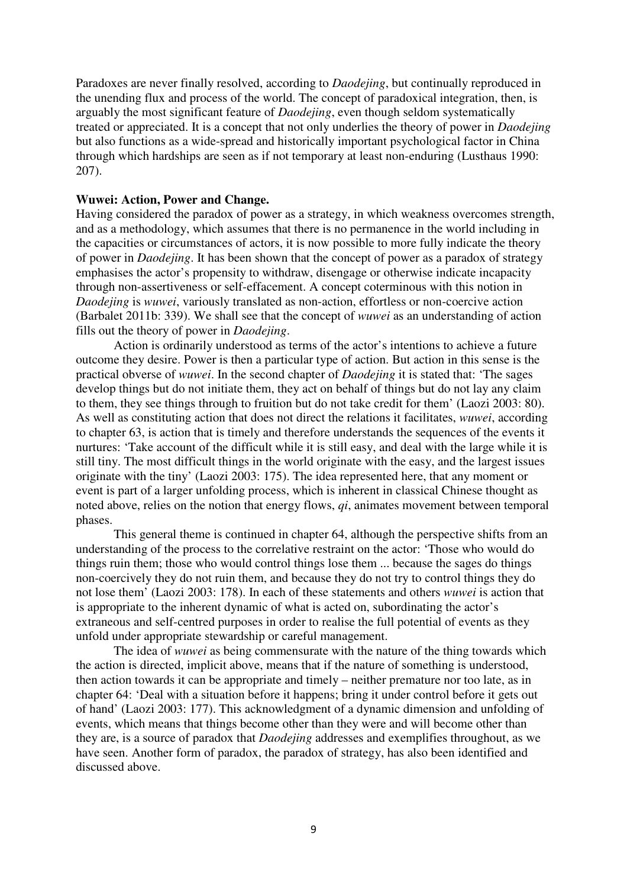Paradoxes are never finally resolved, according to *Daodejing*, but continually reproduced in the unending flux and process of the world. The concept of paradoxical integration, then, is arguably the most significant feature of *Daodejing*, even though seldom systematically treated or appreciated. It is a concept that not only underlies the theory of power in *Daodejing* but also functions as a wide-spread and historically important psychological factor in China through which hardships are seen as if not temporary at least non-enduring (Lusthaus 1990: 207).

**Wuwei: Action, Power and Change.**

Having considered the paradox of power as a strategy, in which weakness overcomes strength, and as a methodology, which assumes that there is no permanence in the world including in the capacities or circumstances of actors, it is now possible to more fully indicate the theory of power in *Daodejing*. It has been shown that the concept of power as a paradox of strategy emphasises the actor's propensity to withdraw, disengage or otherwise indicate incapacity through non-assertiveness or self-effacement. A concept coterminous with this notion in *Daodejing* is *wuwei*, variously translated as non-action, effortless or non-coercive action (Barbalet 2011b: 339). We shall see that the concept of *wuwei* as an understanding of action fills out the theory of power in *Daodejing*.

Action is ordinarily understood as terms of the actor's intentions to achieve a future outcome they desire. Power is then a particular type of action. But action in this sense is the practical obverse of *wuwei*. In the second chapter of *Daodejing* it is stated that: 'The sages develop things but do not initiate them, they act on behalf of things but do not lay any claim to them, they see things through to fruition but do not take credit for them' (Laozi 2003: 80). As well as constituting action that does not direct the relations it facilitates, *wuwei*, according to chapter 63, is action that is timely and therefore understands the sequences of the events it nurtures: 'Take account of the difficult while it is still easy, and deal with the large while it is still tiny. The most difficult things in the world originate with the easy, and the largest issues originate with the tiny' (Laozi 2003: 175). The idea represented here, that any moment or event is part of a larger unfolding process, which is inherent in classical Chinese thought as noted above, relies on the notion that energy flows, *qi*, animates movement between temporal phases.

This general theme is continued in chapter 64, although the perspective shifts from an understanding of the process to the correlative restraint on the actor: 'Those who would do things ruin them; those who would control things lose them ... because the sages do things non-coercively they do not ruin them, and because they do not try to control things they do not lose them' (Laozi 2003: 178). In each of these statements and others *wuwei* is action that is appropriate to the inherent dynamic of what is acted on, subordinating the actor's extraneous and self-centred purposes in order to realise the full potential of events as they unfold under appropriate stewardship or careful management.

The idea of *wuwei* as being commensurate with the nature of the thing towards which the action is directed, implicit above, means that if the nature of something is understood, then action towards it can be appropriate and timely – neither premature nor too late, as in chapter 64: 'Deal with a situation before it happens; bring it under control before it gets out of hand' (Laozi 2003: 177). This acknowledgment of a dynamic dimension and unfolding of events, which means that things become other than they were and will become other than they are, is a source of paradox that *Daodejing* addresses and exemplifies throughout, as we have seen. Another form of paradox, the paradox of strategy, has also been identified and discussed above.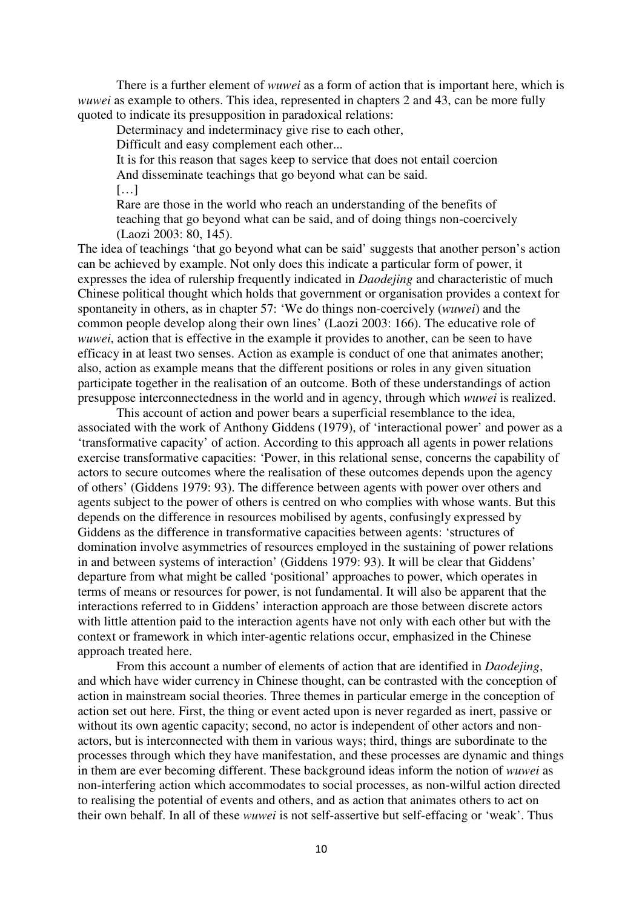There is a further element of *wuwei* as a form of action that is important here, which is *wuwei* as example to others. This idea, represented in chapters 2 and 43, can be more fully quoted to indicate its presupposition in paradoxical relations:

> Determinacy and indeterminacy give rise to each other,
> Difficult and easy complement each other...
> It is for this reason that sages keep to service that does not entail coercion
> And disseminate teachings that go beyond what can be said.
> […]
> Rare are those in the world who reach an understanding of the benefits of teaching that go beyond what can be said, and of doing things non-coercively (Laozi 2003: 80, 145).

The idea of teachings 'that go beyond what can be said' suggests that another person's action can be achieved by example. Not only does this indicate a particular form of power, it expresses the idea of rulership frequently indicated in *Daodejing* and characteristic of much Chinese political thought which holds that government or organisation provides a context for spontaneity in others, as in chapter 57: 'We do things non-coercively (*wuwei*) and the common people develop along their own lines' (Laozi 2003: 166). The educative role of *wuwei*, action that is effective in the example it provides to another, can be seen to have efficacy in at least two senses. Action as example is conduct of one that animates another; also, action as example means that the different positions or roles in any given situation participate together in the realisation of an outcome. Both of these understandings of action presuppose interconnectedness in the world and in agency, through which *wuwei* is realized.

This account of action and power bears a superficial resemblance to the idea, associated with the work of Anthony Giddens (1979), of 'interactional power' and power as a 'transformative capacity' of action. According to this approach all agents in power relations exercise transformative capacities: 'Power, in this relational sense, concerns the capability of actors to secure outcomes where the realisation of these outcomes depends upon the agency of others' (Giddens 1979: 93). The difference between agents with power over others and agents subject to the power of others is centred on who complies with whose wants. But this depends on the difference in resources mobilised by agents, confusingly expressed by Giddens as the difference in transformative capacities between agents: 'structures of domination involve asymmetries of resources employed in the sustaining of power relations in and between systems of interaction' (Giddens 1979: 93). It will be clear that Giddens' departure from what might be called 'positional' approaches to power, which operates in terms of means or resources for power, is not fundamental. It will also be apparent that the interactions referred to in Giddens' interaction approach are those between discrete actors with little attention paid to the interaction agents have not only with each other but with the context or framework in which inter-agentic relations occur, emphasized in the Chinese approach treated here.

From this account a number of elements of action that are identified in *Daodejing*, and which have wider currency in Chinese thought, can be contrasted with the conception of action in mainstream social theories. Three themes in particular emerge in the conception of action set out here. First, the thing or event acted upon is never regarded as inert, passive or without its own agentic capacity; second, no actor is independent of other actors and non-actors, but is interconnected with them in various ways; third, things are subordinate to the processes through which they have manifestation, and these processes are dynamic and things in them are ever becoming different. These background ideas inform the notion of *wuwei* as non-interfering action which accommodates to social processes, as non-wilful action directed to realising the potential of events and others, and as action that animates others to act on their own behalf. In all of these *wuwei* is not self-assertive but self-effacing or 'weak'. Thus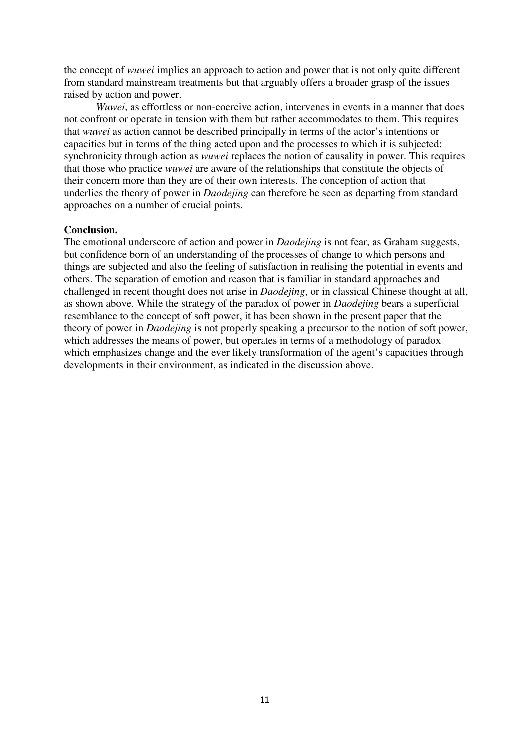the concept of *wuwei* implies an approach to action and power that is not only quite different from standard mainstream treatments but that arguably offers a broader grasp of the issues raised by action and power.

*Wuwei*, as effortless or non-coercive action, intervenes in events in a manner that does not confront or operate in tension with them but rather accommodates to them. This requires that *wuwei* as action cannot be described principally in terms of the actor's intentions or capacities but in terms of the thing acted upon and the processes to which it is subjected: synchronicity through action as *wuwei* replaces the notion of causality in power. This requires that those who practice *wuwei* are aware of the relationships that constitute the objects of their concern more than they are of their own interests. The conception of action that underlies the theory of power in *Daodejing* can therefore be seen as departing from standard approaches on a number of crucial points.

**Conclusion.**

The emotional underscore of action and power in *Daodejing* is not fear, as Graham suggests, but confidence born of an understanding of the processes of change to which persons and things are subjected and also the feeling of satisfaction in realising the potential in events and others. The separation of emotion and reason that is familiar in standard approaches and challenged in recent thought does not arise in *Daodejing*, or in classical Chinese thought at all, as shown above. While the strategy of the paradox of power in *Daodejing* bears a superficial resemblance to the concept of soft power, it has been shown in the present paper that the theory of power in *Daodejing* is not properly speaking a precursor to the notion of soft power, which addresses the means of power, but operates in terms of a methodology of paradox which emphasizes change and the ever likely transformation of the agent's capacities through developments in their environment, as indicated in the discussion above.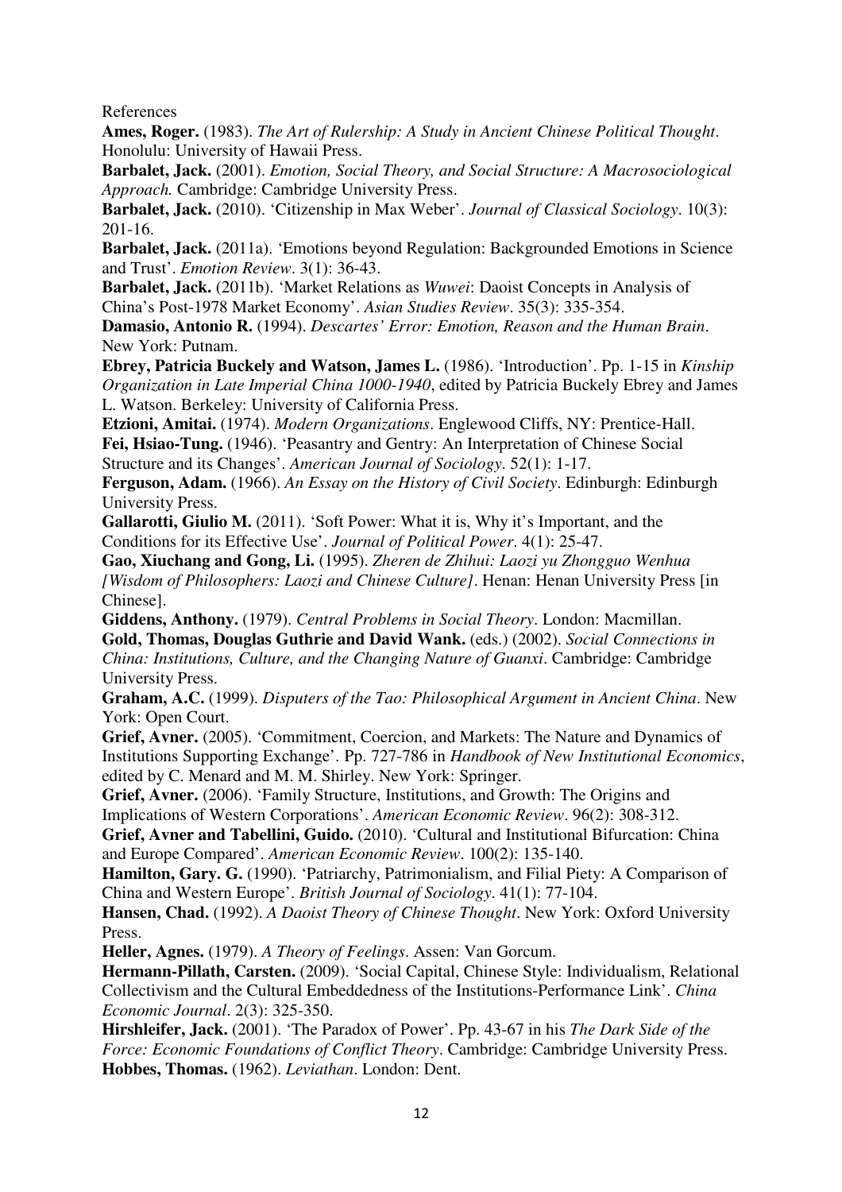References

**Ames, Roger.** (1983). *The Art of Rulership: A Study in Ancient Chinese Political Thought*. Honolulu: University of Hawaii Press.

**Barbalet, Jack.** (2001). *Emotion, Social Theory, and Social Structure: A Macrosociological Approach.* Cambridge: Cambridge University Press.

**Barbalet, Jack.** (2010). 'Citizenship in Max Weber'. *Journal of Classical Sociology*. 10(3): 201-16.

**Barbalet, Jack.** (2011a). 'Emotions beyond Regulation: Backgrounded Emotions in Science and Trust'. *Emotion Review*. 3(1): 36-43.

**Barbalet, Jack.** (2011b). 'Market Relations as *Wuwei*: Daoist Concepts in Analysis of China's Post-1978 Market Economy'. *Asian Studies Review*. 35(3): 335-354.

**Damasio, Antonio R.** (1994). *Descartes' Error: Emotion, Reason and the Human Brain*. New York: Putnam.

**Ebrey, Patricia Buckely and Watson, James L.** (1986). 'Introduction'. Pp. 1-15 in *Kinship Organization in Late Imperial China 1000-1940*, edited by Patricia Buckely Ebrey and James L. Watson. Berkeley: University of California Press.

**Etzioni, Amitai.** (1974). *Modern Organizations*. Englewood Cliffs, NY: Prentice-Hall.

**Fei, Hsiao-Tung.** (1946). 'Peasantry and Gentry: An Interpretation of Chinese Social Structure and its Changes'. *American Journal of Sociology*. 52(1): 1-17.

**Ferguson, Adam.** (1966). *An Essay on the History of Civil Society*. Edinburgh: Edinburgh University Press.

**Gallarotti, Giulio M.** (2011). 'Soft Power: What it is, Why it's Important, and the Conditions for its Effective Use'. *Journal of Political Power*. 4(1): 25-47.

**Gao, Xiuchang and Gong, Li.** (1995). *Zheren de Zhihui: Laozi yu Zhongguo Wenhua [Wisdom of Philosophers: Laozi and Chinese Culture]*. Henan: Henan University Press [in Chinese].

**Giddens, Anthony.** (1979). *Central Problems in Social Theory*. London: Macmillan.

**Gold, Thomas, Douglas Guthrie and David Wank.** (eds.) (2002). *Social Connections in China: Institutions, Culture, and the Changing Nature of Guanxi*. Cambridge: Cambridge University Press.

**Graham, A.C.** (1999). *Disputers of the Tao: Philosophical Argument in Ancient China*. New York: Open Court.

**Grief, Avner.** (2005). 'Commitment, Coercion, and Markets: The Nature and Dynamics of Institutions Supporting Exchange'. Pp. 727-786 in *Handbook of New Institutional Economics*, edited by C. Menard and M. M. Shirley. New York: Springer.

**Grief, Avner.** (2006). 'Family Structure, Institutions, and Growth: The Origins and Implications of Western Corporations'. *American Economic Review*. 96(2): 308-312.

**Grief, Avner and Tabellini, Guido.** (2010). 'Cultural and Institutional Bifurcation: China and Europe Compared'. *American Economic Review*. 100(2): 135-140.

**Hamilton, Gary. G.** (1990). 'Patriarchy, Patrimonialism, and Filial Piety: A Comparison of China and Western Europe'. *British Journal of Sociology*. 41(1): 77-104.

**Hansen, Chad.** (1992). *A Daoist Theory of Chinese Thought*. New York: Oxford University Press.

**Heller, Agnes.** (1979). *A Theory of Feelings*. Assen: Van Gorcum.

**Hermann-Pillath, Carsten.** (2009). 'Social Capital, Chinese Style: Individualism, Relational Collectivism and the Cultural Embeddedness of the Institutions-Performance Link'. *China Economic Journal*. 2(3): 325-350.

**Hirshleifer, Jack.** (2001). 'The Paradox of Power'. Pp. 43-67 in his *The Dark Side of the Force: Economic Foundations of Conflict Theory*. Cambridge: Cambridge University Press.

**Hobbes, Thomas.** (1962). *Leviathan*. London: Dent.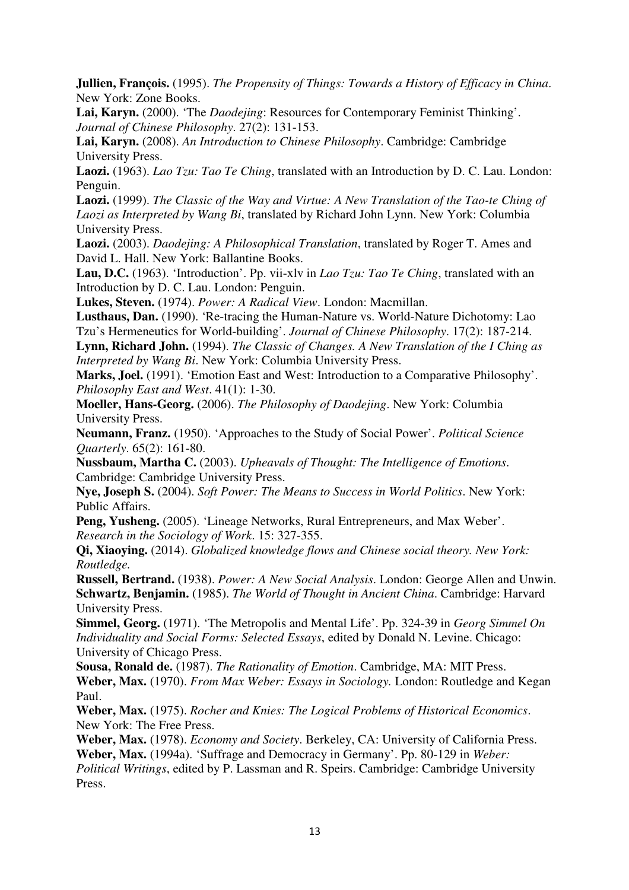**Jullien, François.** (1995). *The Propensity of Things: Towards a History of Efficacy in China*. New York: Zone Books.

**Lai, Karyn.** (2000). 'The *Daodejing*: Resources for Contemporary Feminist Thinking'. *Journal of Chinese Philosophy*. 27(2): 131-153.

**Lai, Karyn.** (2008). *An Introduction to Chinese Philosophy*. Cambridge: Cambridge University Press.

**Laozi.** (1963). *Lao Tzu: Tao Te Ching*, translated with an Introduction by D. C. Lau. London: Penguin.

**Laozi.** (1999). *The Classic of the Way and Virtue: A New Translation of the Tao-te Ching of Laozi as Interpreted by Wang Bi*, translated by Richard John Lynn. New York: Columbia University Press.

**Laozi.** (2003). *Daodejing: A Philosophical Translation*, translated by Roger T. Ames and David L. Hall. New York: Ballantine Books.

**Lau, D.C.** (1963). 'Introduction'. Pp. vii-xlv in *Lao Tzu: Tao Te Ching*, translated with an Introduction by D. C. Lau. London: Penguin.

**Lukes, Steven.** (1974). *Power: A Radical View*. London: Macmillan.

**Lusthaus, Dan.** (1990). 'Re-tracing the Human-Nature vs. World-Nature Dichotomy: Lao Tzu's Hermeneutics for World-building'. *Journal of Chinese Philosophy*. 17(2): 187-214.

**Lynn, Richard John.** (1994). *The Classic of Changes. A New Translation of the I Ching as Interpreted by Wang Bi*. New York: Columbia University Press.

**Marks, Joel.** (1991). 'Emotion East and West: Introduction to a Comparative Philosophy'. *Philosophy East and West*. 41(1): 1-30.

**Moeller, Hans-Georg.** (2006). *The Philosophy of Daodejing*. New York: Columbia University Press.

**Neumann, Franz.** (1950). 'Approaches to the Study of Social Power'. *Political Science Quarterly*. 65(2): 161-80.

**Nussbaum, Martha C.** (2003). *Upheavals of Thought: The Intelligence of Emotions*. Cambridge: Cambridge University Press.

**Nye, Joseph S.** (2004). *Soft Power: The Means to Success in World Politics*. New York: Public Affairs.

**Peng, Yusheng.** (2005). 'Lineage Networks, Rural Entrepreneurs, and Max Weber'. *Research in the Sociology of Work*. 15: 327-355.

**Qi, Xiaoying.** (2014). *Globalized knowledge flows and Chinese social theory. New York: Routledge.*

**Russell, Bertrand.** (1938). *Power: A New Social Analysis*. London: George Allen and Unwin.

**Schwartz, Benjamin.** (1985). *The World of Thought in Ancient China*. Cambridge: Harvard University Press.

**Simmel, Georg.** (1971). 'The Metropolis and Mental Life'. Pp. 324-39 in *Georg Simmel On Individuality and Social Forms: Selected Essays*, edited by Donald N. Levine. Chicago: University of Chicago Press.

**Sousa, Ronald de.** (1987). *The Rationality of Emotion*. Cambridge, MA: MIT Press.

**Weber, Max.** (1970). *From Max Weber: Essays in Sociology.* London: Routledge and Kegan Paul.

**Weber, Max.** (1975). *Rocher and Knies: The Logical Problems of Historical Economics*. New York: The Free Press.

**Weber, Max.** (1978). *Economy and Society*. Berkeley, CA: University of California Press.

**Weber, Max.** (1994a). 'Suffrage and Democracy in Germany'. Pp. 80-129 in *Weber: Political Writings*, edited by P. Lassman and R. Speirs. Cambridge: Cambridge University Press.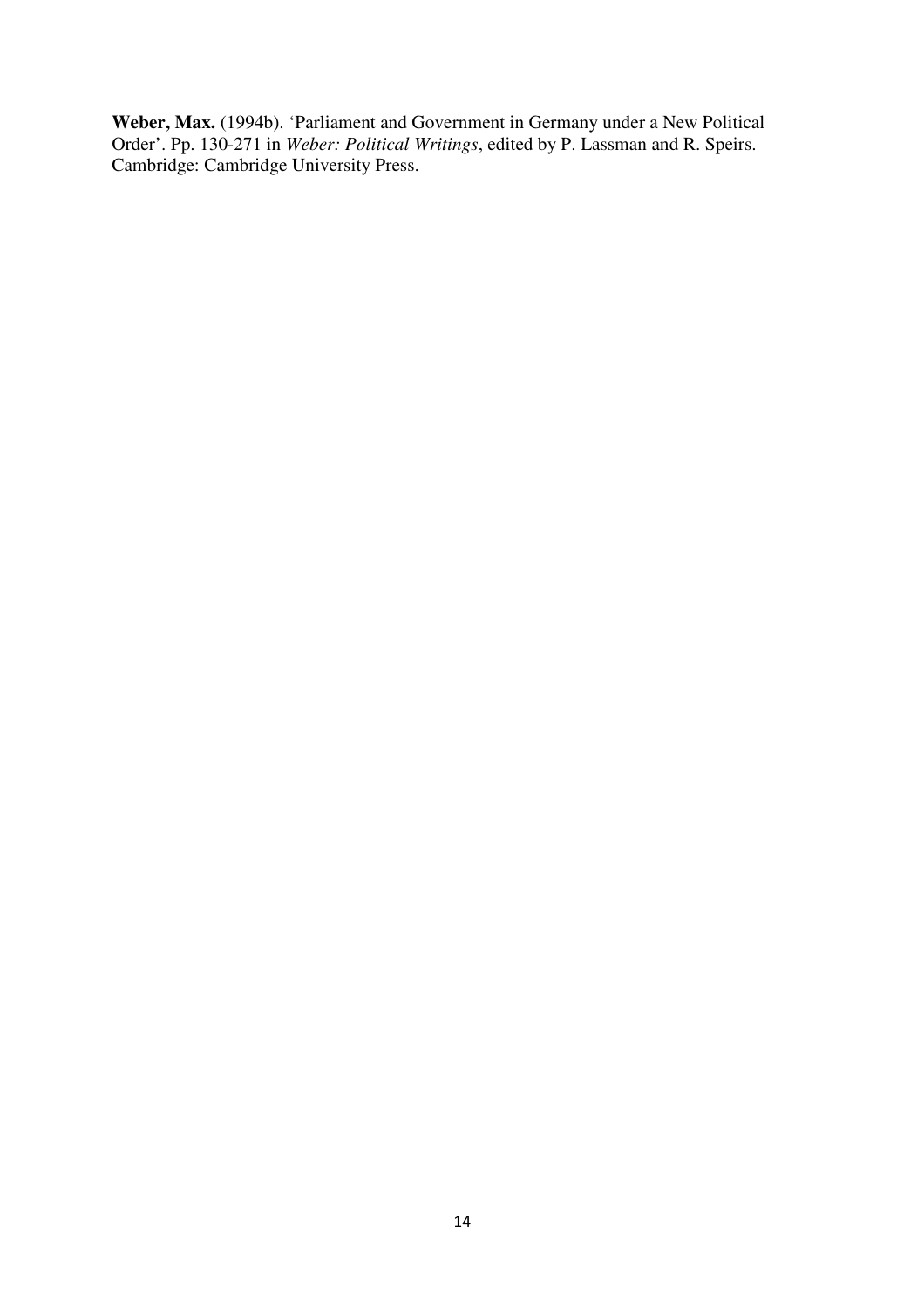**Weber, Max.** (1994b). 'Parliament and Government in Germany under a New Political Order'. Pp. 130-271 in *Weber: Political Writings*, edited by P. Lassman and R. Speirs. Cambridge: Cambridge University Press.